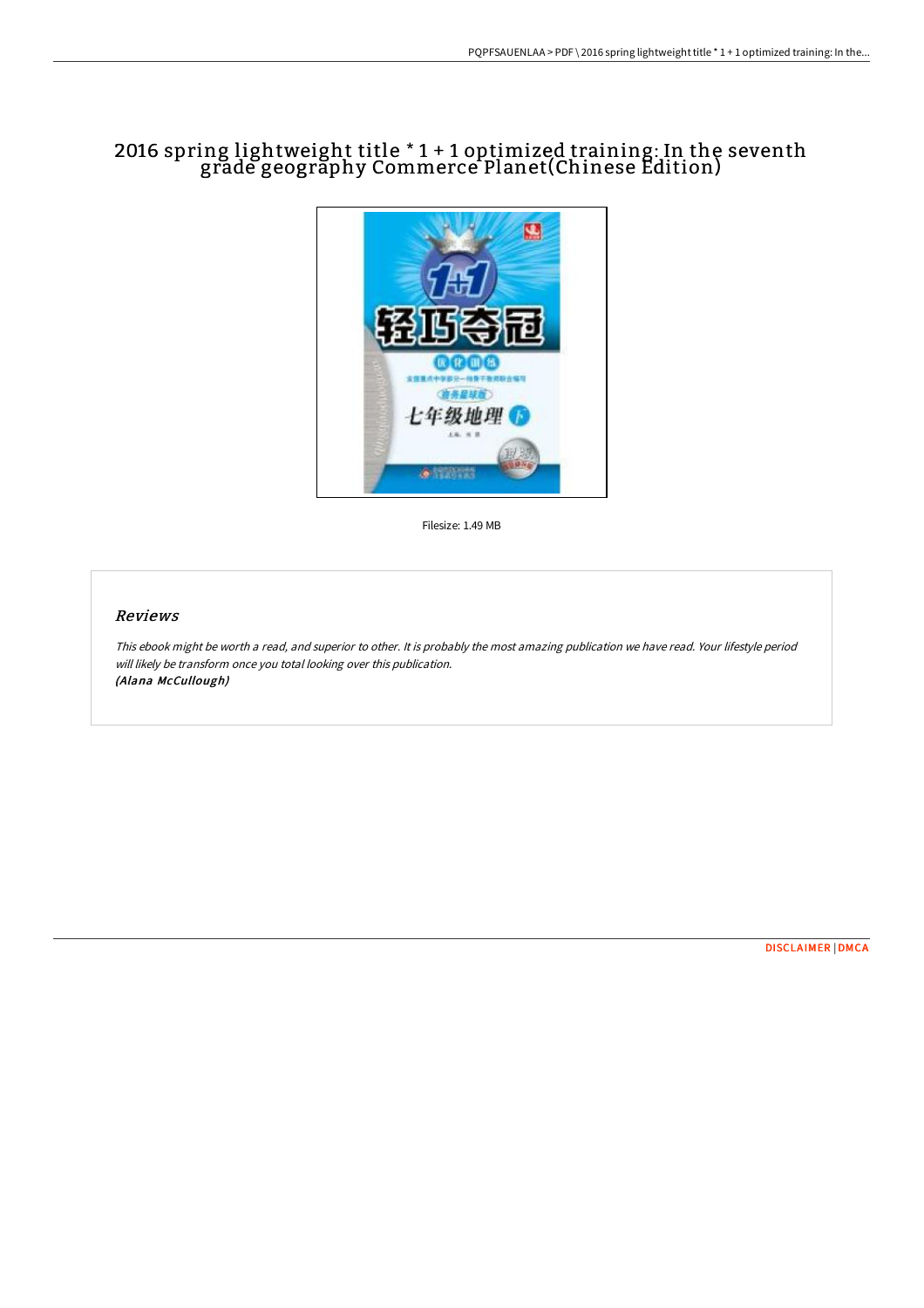# 2016 spring lightweight title * 1 + 1 optimized training: In the seventh grade geography Commerce Planet(Chinese Edition)

Filesize: 1.49 MB

## *Reviews*

*This ebook might be worth a read, and superior to other. It is probably the most amazing publication we have read. Your lifestyle period will likely be transform once you total looking over this publication.*
***(Alana McCullough)***

DISCLAIMER | DMCA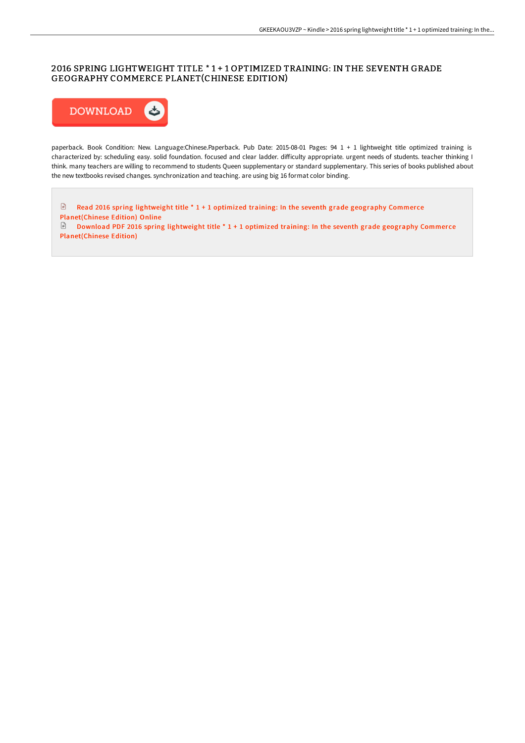# 2016 SPRING LIGHTWEIGHT TITLE * 1 + 1 OPTIMIZED TRAINING: IN THE SEVENTH GRADE GEOGRAPHY COMMERCE PLANET(CHINESE EDITION)

DOWNLOAD

paperback. Book Condition: New. Language:Chinese.Paperback. Pub Date: 2015-08-01 Pages: 94 1 + 1 lightweight title optimized training is characterized by: scheduling easy. solid foundation. focused and clear ladder. difficulty appropriate. urgent needs of students. teacher thinking I think. many teachers are willing to recommend to students Queen supplementary or standard supplementary. This series of books published about the new textbooks revised changes. synchronization and teaching. are using big 16 format color binding.

Read 2016 spring lightweight title * 1 + 1 optimized training: In the seventh grade geography Commerce Planet(Chinese Edition) Online

Download PDF 2016 spring lightweight title * 1 + 1 optimized training: In the seventh grade geography Commerce Planet(Chinese Edition)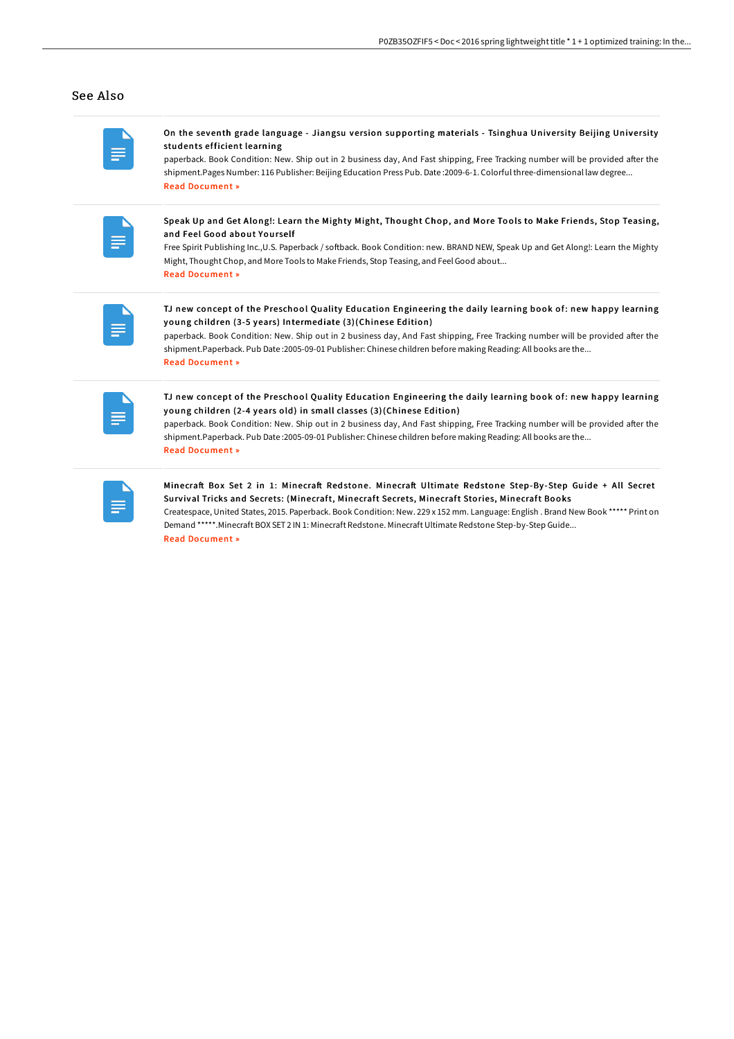## See Also

On the seventh grade language - Jiangsu version supporting materials - Tsinghua University Beijing University students efficient learning

paperback. Book Condition: New. Ship out in 2 business day, And Fast shipping, Free Tracking number will be provided after the shipment.Pages Number: 116 Publisher: Beijing Education Press Pub. Date :2009-6-1. Colorful three-dimensional law degree...

Read Document »

Speak Up and Get Along!: Learn the Mighty Might, Thought Chop, and More Tools to Make Friends, Stop Teasing, and Feel Good about Yourself

Free Spirit Publishing Inc.,U.S. Paperback / softback. Book Condition: new. BRAND NEW, Speak Up and Get Along!: Learn the Mighty Might, Thought Chop, and More Tools to Make Friends, Stop Teasing, and Feel Good about...

Read Document »

TJ new concept of the Preschool Quality Education Engineering the daily learning book of: new happy learning young children (3-5 years) Intermediate (3)(Chinese Edition)

paperback. Book Condition: New. Ship out in 2 business day, And Fast shipping, Free Tracking number will be provided after the shipment.Paperback. Pub Date :2005-09-01 Publisher: Chinese children before making Reading: All books are the...

Read Document »

TJ new concept of the Preschool Quality Education Engineering the daily learning book of: new happy learning young children (2-4 years old) in small classes (3)(Chinese Edition)

paperback. Book Condition: New. Ship out in 2 business day, And Fast shipping, Free Tracking number will be provided after the shipment.Paperback. Pub Date :2005-09-01 Publisher: Chinese children before making Reading: All books are the...

Read Document »

Minecraft Box Set 2 in 1: Minecraft Redstone. Minecraft Ultimate Redstone Step-By-Step Guide + All Secret Survival Tricks and Secrets: (Minecraft, Minecraft Secrets, Minecraft Stories, Minecraft Books

Createspace, United States, 2015. Paperback. Book Condition: New. 229 x 152 mm. Language: English . Brand New Book ***** Print on Demand *****.Minecraft BOX SET 2 IN 1: Minecraft Redstone. Minecraft Ultimate Redstone Step-by-Step Guide...

Read Document »